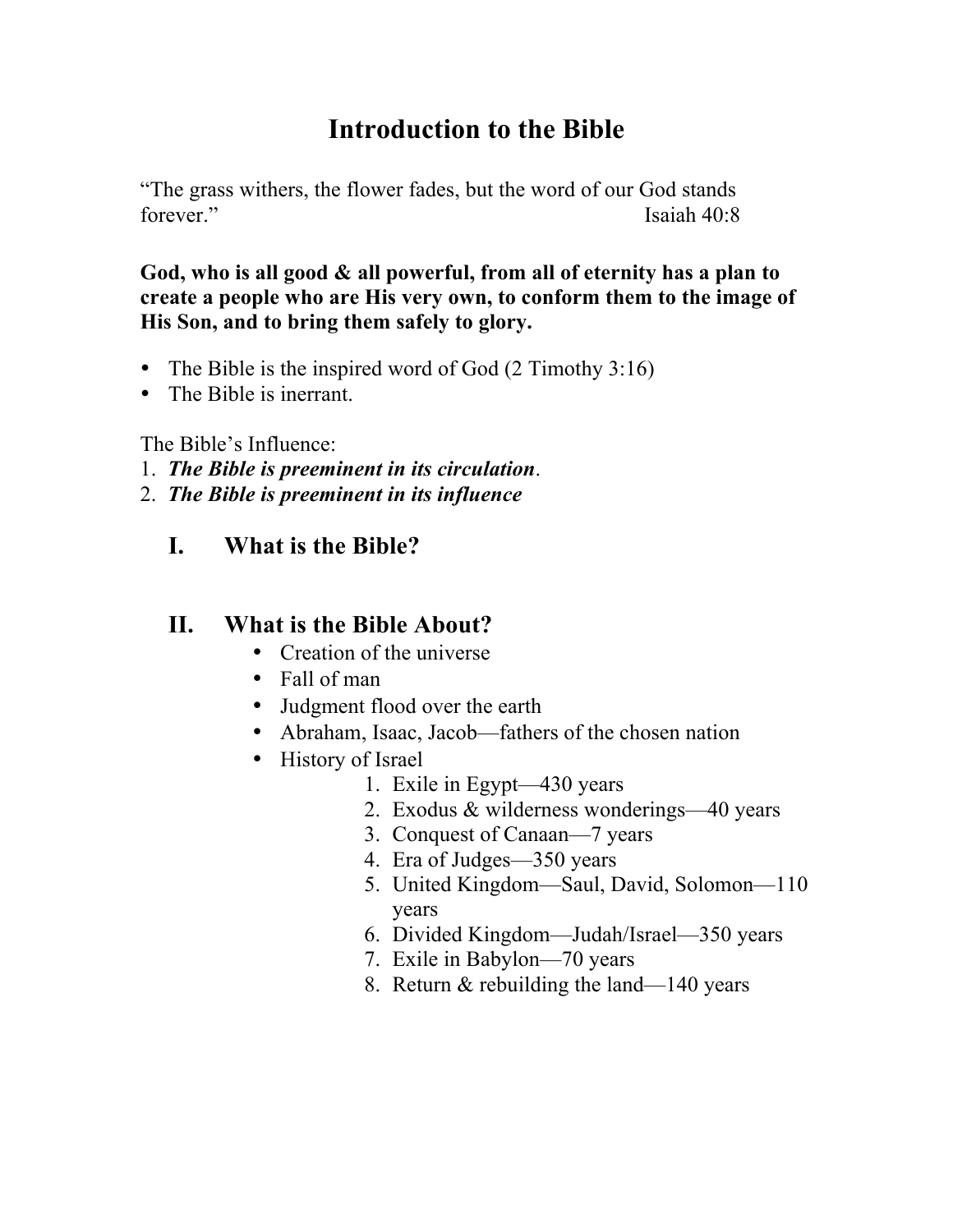# Introduction to the Bible

"The grass withers, the flower fades, but the word of our God stands forever." Isaiah 40:8

**God, who is all good & all powerful, from all of eternity has a plan to create a people who are His very own, to conform them to the image of His Son, and to bring them safely to glory.**

- The Bible is the inspired word of God (2 Timothy 3:16)
- The Bible is inerrant.

The Bible's Influence:
1. ***The Bible is preeminent in its circulation***.
2. ***The Bible is preeminent in its influence***

## I. What is the Bible?

## II. What is the Bible About?

- Creation of the universe
- Fall of man
- Judgment flood over the earth
- Abraham, Isaac, Jacob—fathers of the chosen nation
- History of Israel
    1. Exile in Egypt—430 years
    2. Exodus & wilderness wonderings—40 years
    3. Conquest of Canaan—7 years
    4. Era of Judges—350 years
    5. United Kingdom—Saul, David, Solomon—110 years
    6. Divided Kingdom—Judah/Israel—350 years
    7. Exile in Babylon—70 years
    8. Return & rebuilding the land—140 years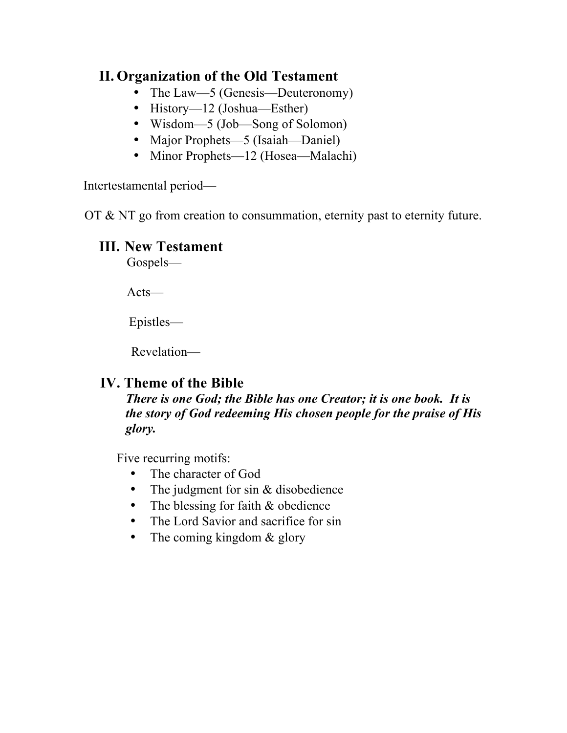## II. Organization of the Old Testament

- The Law—5 (Genesis—Deuteronomy)
- History—12 (Joshua—Esther)
- Wisdom—5 (Job—Song of Solomon)
- Major Prophets—5 (Isaiah—Daniel)
- Minor Prophets—12 (Hosea—Malachi)

Intertestamental period—

OT & NT go from creation to consummation, eternity past to eternity future.

## III. New Testament

Gospels—

Acts—

Epistles—

Revelation—

## IV. Theme of the Bible

***There is one God; the Bible has one Creator; it is one book. It is the story of God redeeming His chosen people for the praise of His glory.***

Five recurring motifs:

- The character of God
- The judgment for sin & disobedience
- The blessing for faith & obedience
- The Lord Savior and sacrifice for sin
- The coming kingdom & glory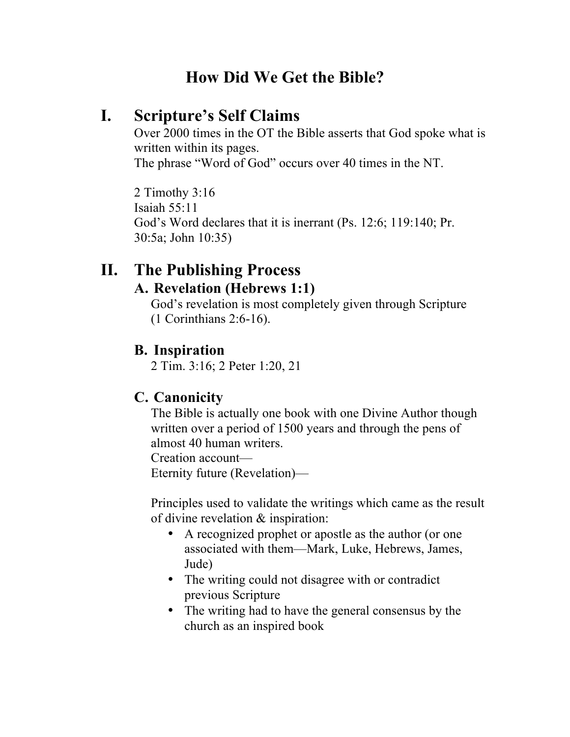# How Did We Get the Bible?

## I. Scripture's Self Claims

Over 2000 times in the OT the Bible asserts that God spoke what is written within its pages.
The phrase "Word of God" occurs over 40 times in the NT.

2 Timothy 3:16
Isaiah 55:11
God's Word declares that it is inerrant (Ps. 12:6; 119:140; Pr. 30:5a; John 10:35)

## II. The Publishing Process

### A. Revelation (Hebrews 1:1)

God's revelation is most completely given through Scripture (1 Corinthians 2:6-16).

### B. Inspiration

2 Tim. 3:16; 2 Peter 1:20, 21

### C. Canonicity

The Bible is actually one book with one Divine Author though written over a period of 1500 years and through the pens of almost 40 human writers.
Creation account—
Eternity future (Revelation)—

Principles used to validate the writings which came as the result of divine revelation & inspiration:

- A recognized prophet or apostle as the author (or one associated with them—Mark, Luke, Hebrews, James, Jude)
- The writing could not disagree with or contradict previous Scripture
- The writing had to have the general consensus by the church as an inspired book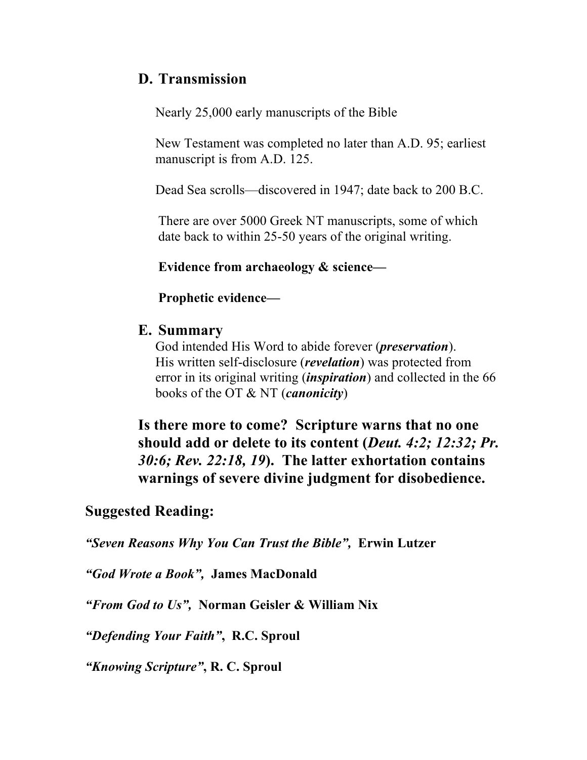## D. Transmission

Nearly 25,000 early manuscripts of the Bible

New Testament was completed no later than A.D. 95; earliest manuscript is from A.D. 125.

Dead Sea scrolls—discovered in 1947; date back to 200 B.C.

There are over 5000 Greek NT manuscripts, some of which date back to within 25-50 years of the original writing.

**Evidence from archaeology & science—**

**Prophetic evidence—**

## E. Summary

God intended His Word to abide forever (***preservation***). His written self-disclosure (***revelation***) was protected from error in its original writing (***inspiration***) and collected in the 66 books of the OT & NT (***canonicity***)

**Is there more to come? Scripture warns that no one should add or delete to its content (*Deut. 4:2; 12:32; Pr. 30:6; Rev. 22:18, 19*). The latter exhortation contains warnings of severe divine judgment for disobedience.**

**Suggested Reading:**

***"Seven Reasons Why You Can Trust the Bible",*** **Erwin Lutzer**

***"God Wrote a Book",*** **James MacDonald**

***"From God to Us",*** **Norman Geisler & William Nix**

***"Defending Your Faith",*** **R.C. Sproul**

***"Knowing Scripture",*** **R. C. Sproul**